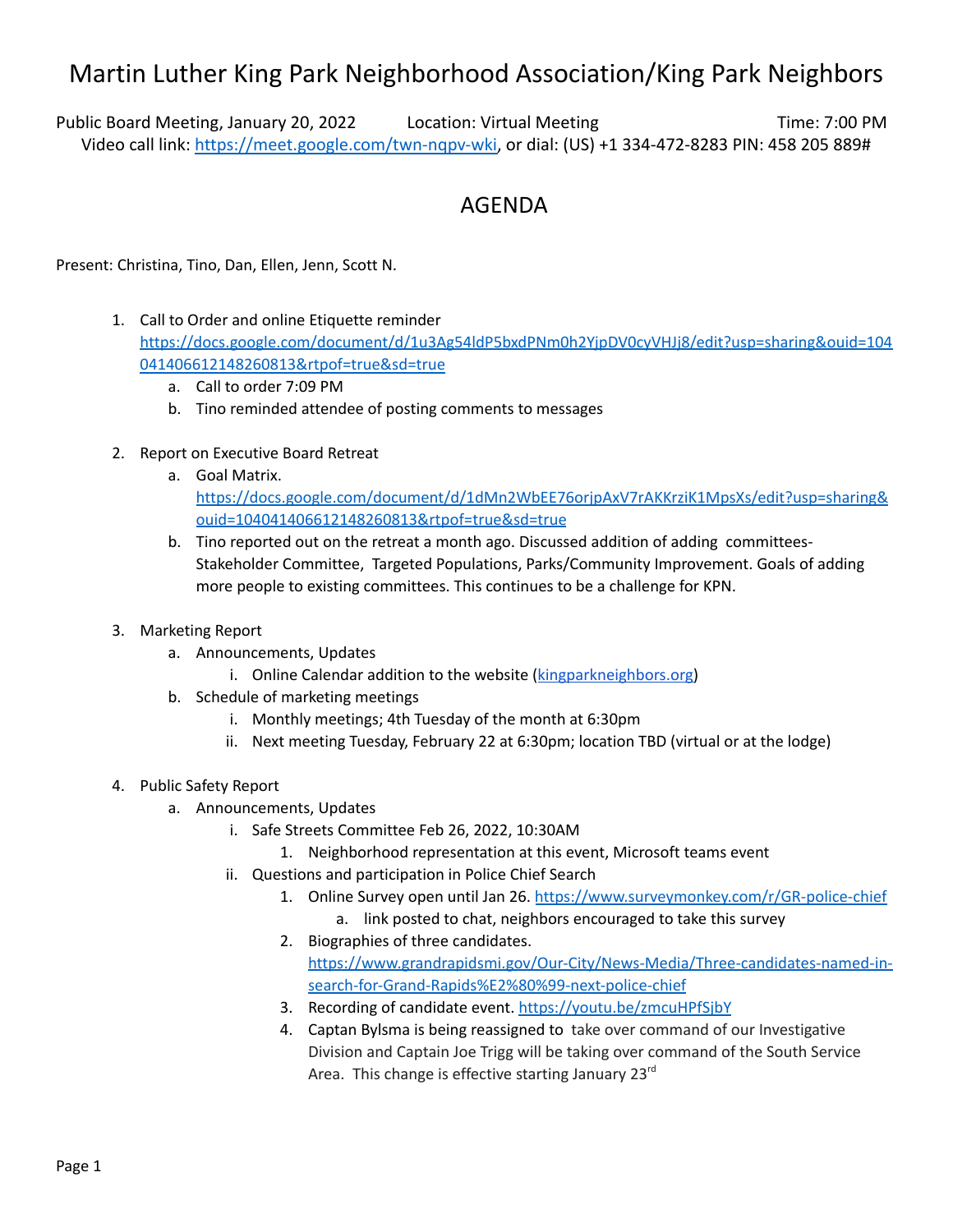# Martin Luther King Park Neighborhood Association/King Park Neighbors

Public Board Meeting, January 20, 2022 Location: Virtual Meeting Time: 7:00 PM
Video call link: https://meet.google.com/twn-nqpv-wki, or dial: (US) +1 334-472-8283 PIN: 458 205 889#

## AGENDA

Present: Christina, Tino, Dan, Ellen, Jenn, Scott N.

1. Call to Order and online Etiquette reminder https://docs.google.com/document/d/1u3Ag54ldP5bxdPNm0h2YjpDV0cyVHJj8/edit?usp=sharing&ouid=104041406612148260813&rtpof=true&sd=true
    a. Call to order 7:09 PM
    b. Tino reminded attendee of posting comments to messages

2. Report on Executive Board Retreat
    a. Goal Matrix. https://docs.google.com/document/d/1dMn2WbEE76orjpAxV7rAKKrziK1MpsXs/edit?usp=sharing&ouid=104041406612148260813&rtpof=true&sd=true
    b. Tino reported out on the retreat a month ago. Discussed addition of adding committees- Stakeholder Committee, Targeted Populations, Parks/Community Improvement. Goals of adding more people to existing committees. This continues to be a challenge for KPN.

3. Marketing Report
    a. Announcements, Updates
        i. Online Calendar addition to the website (kingparkneighbors.org)
    b. Schedule of marketing meetings
        i. Monthly meetings; 4th Tuesday of the month at 6:30pm
        ii. Next meeting Tuesday, February 22 at 6:30pm; location TBD (virtual or at the lodge)

4. Public Safety Report
    a. Announcements, Updates
        i. Safe Streets Committee Feb 26, 2022, 10:30AM
            1. Neighborhood representation at this event, Microsoft teams event
        ii. Questions and participation in Police Chief Search
            1. Online Survey open until Jan 26. https://www.surveymonkey.com/r/GR-police-chief
                a. link posted to chat, neighbors encouraged to take this survey
            2. Biographies of three candidates. https://www.grandrapidsmi.gov/Our-City/News-Media/Three-candidates-named-in-search-for-Grand-Rapids%E2%80%99-next-police-chief
            3. Recording of candidate event. https://youtu.be/zmcuHPfSjbY
            4. Captan Bylsma is being reassigned to take over command of our Investigative Division and Captain Joe Trigg will be taking over command of the South Service Area. This change is effective starting January 23rd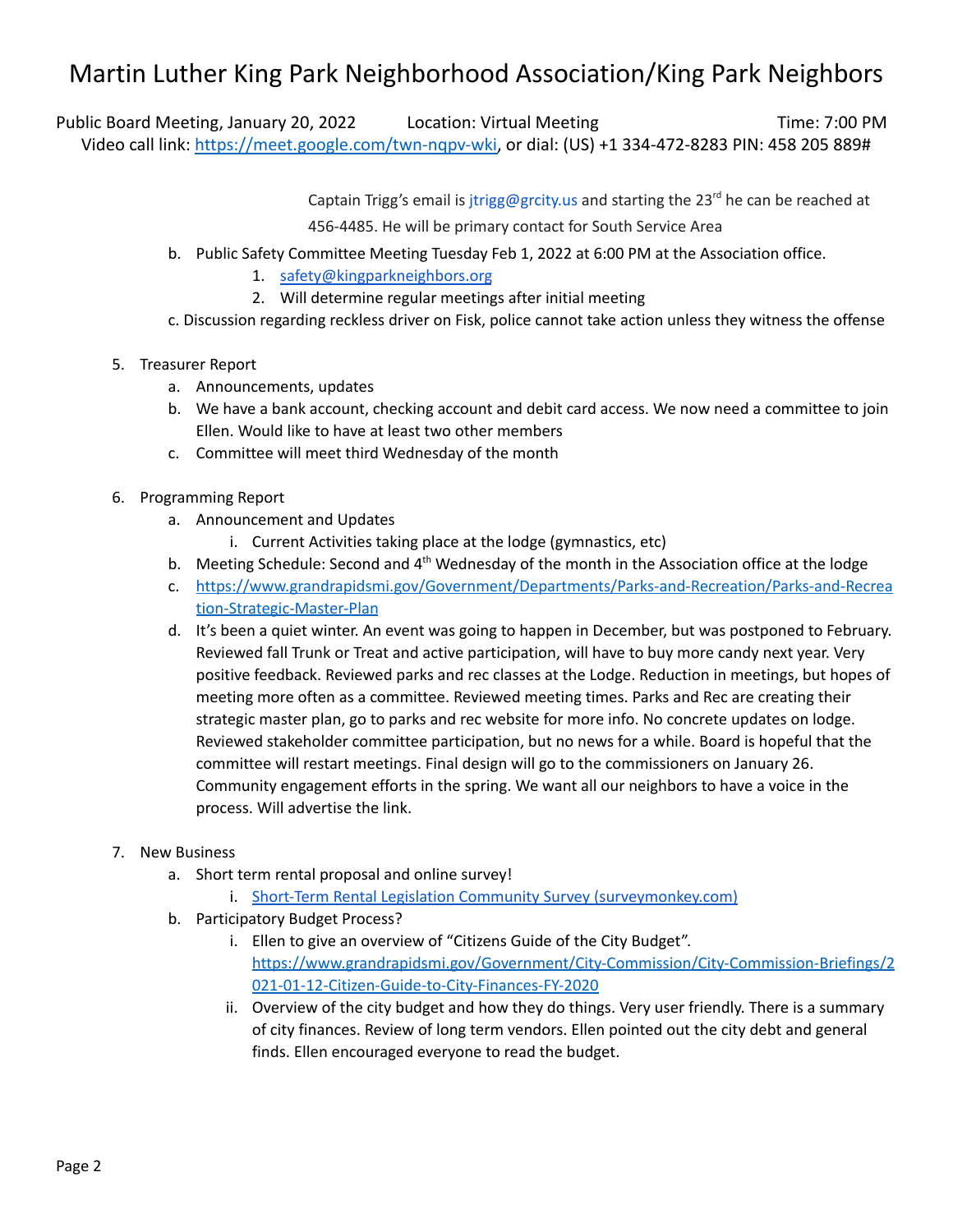# Martin Luther King Park Neighborhood Association/King Park Neighbors

Public Board Meeting, January 20, 2022 Location: Virtual Meeting Time: 7:00 PM
Video call link: [https://meet.google.com/twn-nqpv-wki](https://meet.google.com/twn-nqpv-wki), or dial: (US) +1 334-472-8283 PIN: 458 205 889#

Captain Trigg's email is jtrigg@grcity.us and starting the 23rd he can be reached at 456-4485. He will be primary contact for South Service Area

b. Public Safety Committee Meeting Tuesday Feb 1, 2022 at 6:00 PM at the Association office.
   1. [safety@kingparkneighbors.org](mailto:safety@kingparkneighbors.org)
   2. Will determine regular meetings after initial meeting

c. Discussion regarding reckless driver on Fisk, police cannot take action unless they witness the offense

5. Treasurer Report
   a. Announcements, updates
   b. We have a bank account, checking account and debit card access. We now need a committee to join Ellen. Would like to have at least two other members
   c. Committee will meet third Wednesday of the month

6. Programming Report
   a. Announcement and Updates
      i. Current Activities taking place at the lodge (gymnastics, etc)
   b. Meeting Schedule: Second and 4th Wednesday of the month in the Association office at the lodge
   c. [https://www.grandrapidsmi.gov/Government/Departments/Parks-and-Recreation/Parks-and-Recreation-Strategic-Master-Plan](https://www.grandrapidsmi.gov/Government/Departments/Parks-and-Recreation/Parks-and-Recreation-Strategic-Master-Plan)
   d. It's been a quiet winter. An event was going to happen in December, but was postponed to February. Reviewed fall Trunk or Treat and active participation, will have to buy more candy next year. Very positive feedback. Reviewed parks and rec classes at the Lodge. Reduction in meetings, but hopes of meeting more often as a committee. Reviewed meeting times. Parks and Rec are creating their strategic master plan, go to parks and rec website for more info. No concrete updates on lodge. Reviewed stakeholder committee participation, but no news for a while. Board is hopeful that the committee will restart meetings. Final design will go to the commissioners on January 26. Community engagement efforts in the spring. We want all our neighbors to have a voice in the process. Will advertise the link.

7. New Business
   a. Short term rental proposal and online survey!
      i. [Short-Term Rental Legislation Community Survey (surveymonkey.com)](https://www.surveymonkey.com)
   b. Participatory Budget Process?
      i. Ellen to give an overview of "Citizens Guide of the City Budget". [https://www.grandrapidsmi.gov/Government/City-Commission/City-Commission-Briefings/2021-01-12-Citizen-Guide-to-City-Finances-FY-2020](https://www.grandrapidsmi.gov/Government/City-Commission/City-Commission-Briefings/2021-01-12-Citizen-Guide-to-City-Finances-FY-2020)
      ii. Overview of the city budget and how they do things. Very user friendly. There is a summary of city finances. Review of long term vendors. Ellen pointed out the city debt and general finds. Ellen encouraged everyone to read the budget.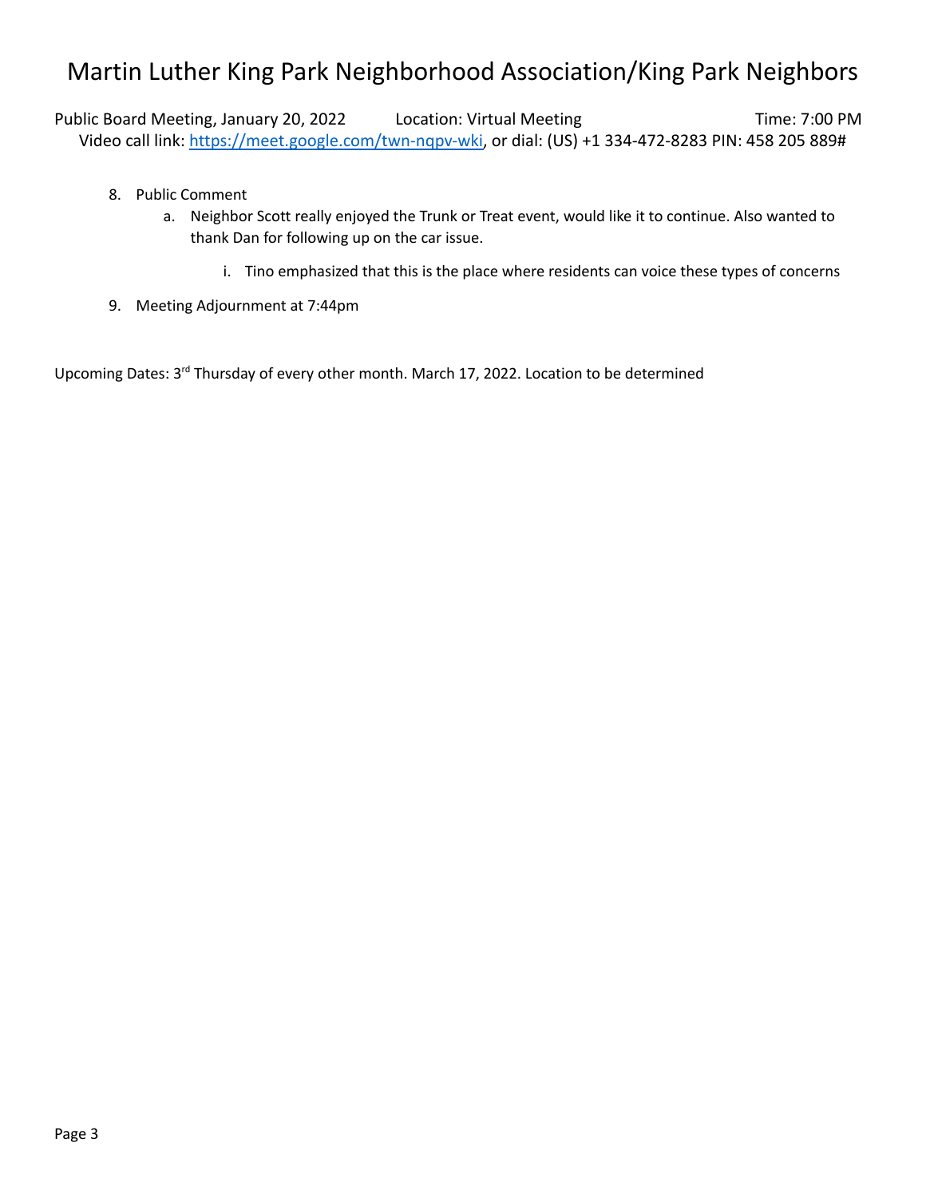# Martin Luther King Park Neighborhood Association/King Park Neighbors

Public Board Meeting, January 20, 2022 Location: Virtual Meeting Time: 7:00 PM
Video call link: https://meet.google.com/twn-nqpv-wki, or dial: (US) +1 334-472-8283 PIN: 458 205 889#

8. Public Comment
   a. Neighbor Scott really enjoyed the Trunk or Treat event, would like it to continue. Also wanted to thank Dan for following up on the car issue.
      i. Tino emphasized that this is the place where residents can voice these types of concerns
9. Meeting Adjournment at 7:44pm

Upcoming Dates: 3rd Thursday of every other month. March 17, 2022. Location to be determined